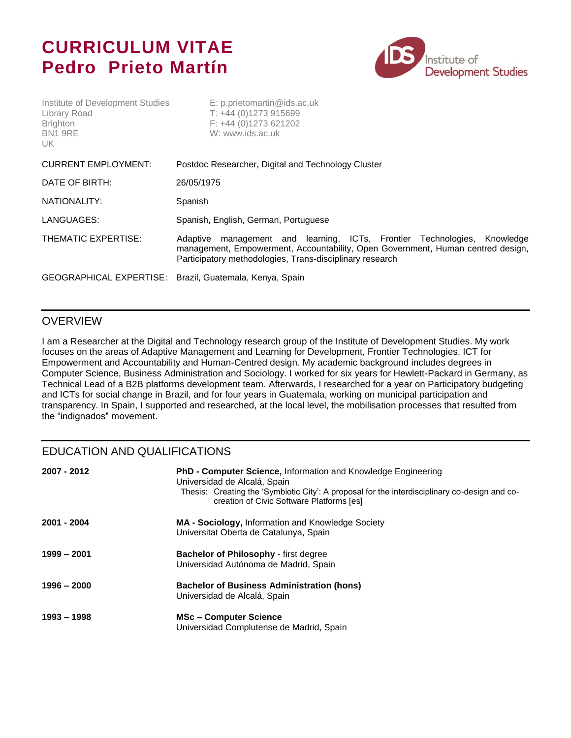# CURRICULUM VITAE
# Pedro Prieto Martín

Institute of Development Studies
Library Road
Brighton
BN1 9RE
UK

E: p.prietomartin@ids.ac.uk
T: +44 (0)1273 915699
F: +44 (0)1273 621202
W: www.ids.ac.uk

| | |
|---|---|
| CURRENT EMPLOYMENT: | Postdoc Researcher, Digital and Technology Cluster |
| DATE OF BIRTH: | 26/05/1975 |
| NATIONALITY: | Spanish |
| LANGUAGES: | Spanish, English, German, Portuguese |
| THEMATIC EXPERTISE: | Adaptive management and learning, ICTs, Frontier Technologies, Knowledge management, Empowerment, Accountability, Open Government, Human centred design, Participatory methodologies, Trans-disciplinary research |
| GEOGRAPHICAL EXPERTISE: | Brazil, Guatemala, Kenya, Spain |

## OVERVIEW

I am a Researcher at the Digital and Technology research group of the Institute of Development Studies. My work focuses on the areas of Adaptive Management and Learning for Development, Frontier Technologies, ICT for Empowerment and Accountability and Human-Centred design. My academic background includes degrees in Computer Science, Business Administration and Sociology. I worked for six years for Hewlett-Packard in Germany, as Technical Lead of a B2B platforms development team. Afterwards, I researched for a year on Participatory budgeting and ICTs for social change in Brazil, and for four years in Guatemala, working on municipal participation and transparency. In Spain, I supported and researched, at the local level, the mobilisation processes that resulted from the "indignados" movement.

## EDUCATION AND QUALIFICATIONS

**2007 - 2012** — **PhD - Computer Science,** Information and Knowledge Engineering
Universidad de Alcalá, Spain
Thesis: Creating the 'Symbiotic City': A proposal for the interdisciplinary co-design and co-creation of Civic Software Platforms [es]

**2001 - 2004** — **MA - Sociology,** Information and Knowledge Society
Universitat Oberta de Catalunya, Spain

**1999 – 2001** — **Bachelor of Philosophy** - first degree
Universidad Autónoma de Madrid, Spain

**1996 – 2000** — **Bachelor of Business Administration (hons)**
Universidad de Alcalá, Spain

**1993 – 1998** — **MSc – Computer Science**
Universidad Complutense de Madrid, Spain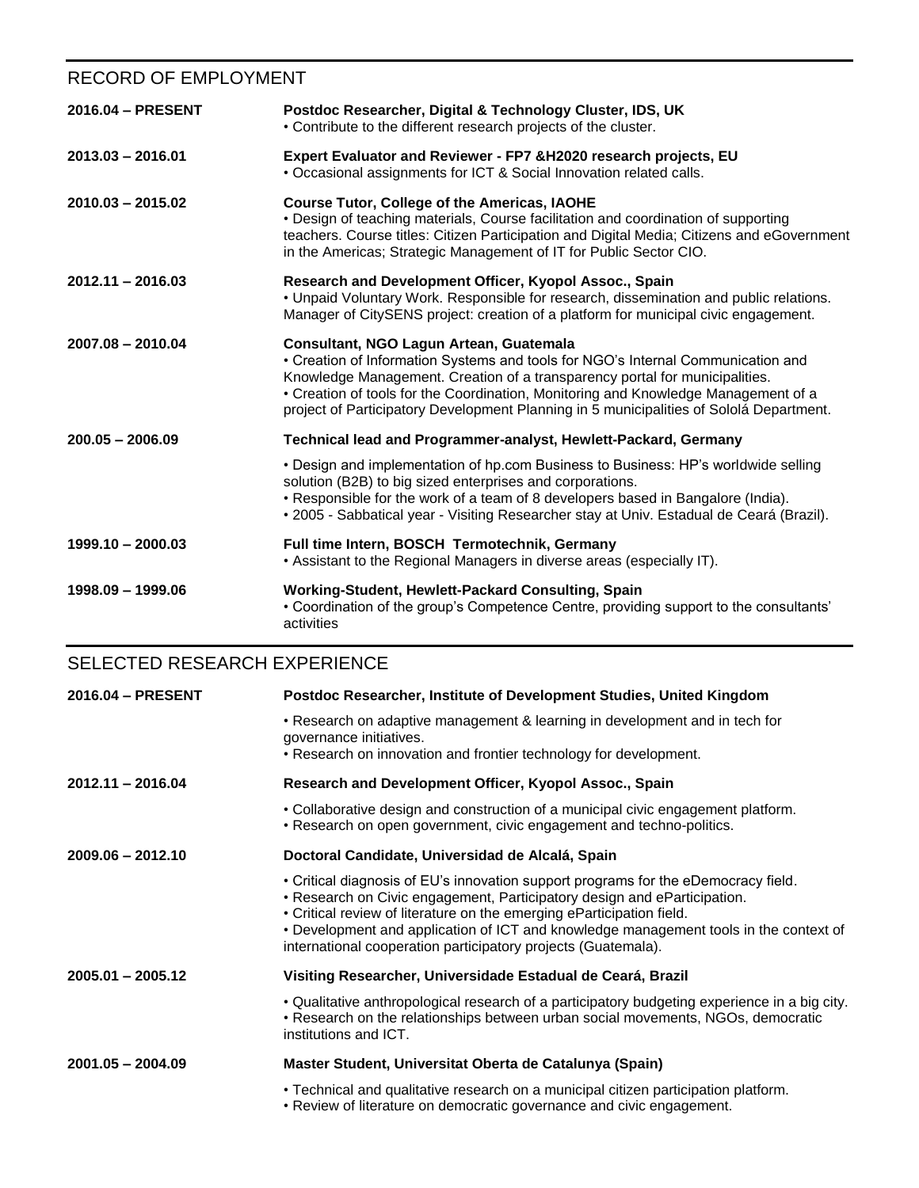## RECORD OF EMPLOYMENT

**2016.04 – PRESENT** — **Postdoc Researcher, Digital & Technology Cluster, IDS, UK**
- Contribute to the different research projects of the cluster.

**2013.03 – 2016.01** — **Expert Evaluator and Reviewer - FP7 &H2020 research projects, EU**
- Occasional assignments for ICT & Social Innovation related calls.

**2010.03 – 2015.02** — **Course Tutor, College of the Americas, IAOHE**
- Design of teaching materials, Course facilitation and coordination of supporting teachers. Course titles: Citizen Participation and Digital Media; Citizens and eGovernment in the Americas; Strategic Management of IT for Public Sector CIO.

**2012.11 – 2016.03** — **Research and Development Officer, Kyopol Assoc., Spain**
- Unpaid Voluntary Work. Responsible for research, dissemination and public relations. Manager of CitySENS project: creation of a platform for municipal civic engagement.

**2007.08 – 2010.04** — **Consultant, NGO Lagun Artean, Guatemala**
- Creation of Information Systems and tools for NGO's Internal Communication and Knowledge Management. Creation of a transparency portal for municipalities.
- Creation of tools for the Coordination, Monitoring and Knowledge Management of a project of Participatory Development Planning in 5 municipalities of Sololá Department.

**200.05 – 2006.09** — **Technical lead and Programmer-analyst, Hewlett-Packard, Germany**
- Design and implementation of hp.com Business to Business: HP's worldwide selling solution (B2B) to big sized enterprises and corporations.
- Responsible for the work of a team of 8 developers based in Bangalore (India).
- 2005 - Sabbatical year - Visiting Researcher stay at Univ. Estadual de Ceará (Brazil).

**1999.10 – 2000.03** — **Full time Intern, BOSCH Termotechnik, Germany**
- Assistant to the Regional Managers in diverse areas (especially IT).

**1998.09 – 1999.06** — **Working-Student, Hewlett-Packard Consulting, Spain**
- Coordination of the group's Competence Centre, providing support to the consultants' activities

## SELECTED RESEARCH EXPERIENCE

**2016.04 – PRESENT** — **Postdoc Researcher, Institute of Development Studies, United Kingdom**
- Research on adaptive management & learning in development and in tech for governance initiatives.
- Research on innovation and frontier technology for development.

**2012.11 – 2016.04** — **Research and Development Officer, Kyopol Assoc., Spain**
- Collaborative design and construction of a municipal civic engagement platform.
- Research on open government, civic engagement and techno-politics.

**2009.06 – 2012.10** — **Doctoral Candidate, Universidad de Alcalá, Spain**
- Critical diagnosis of EU's innovation support programs for the eDemocracy field.
- Research on Civic engagement, Participatory design and eParticipation.
- Critical review of literature on the emerging eParticipation field.
- Development and application of ICT and knowledge management tools in the context of international cooperation participatory projects (Guatemala).

**2005.01 – 2005.12** — **Visiting Researcher, Universidade Estadual de Ceará, Brazil**
- Qualitative anthropological research of a participatory budgeting experience in a big city.
- Research on the relationships between urban social movements, NGOs, democratic institutions and ICT.

**2001.05 – 2004.09** — **Master Student, Universitat Oberta de Catalunya (Spain)**
- Technical and qualitative research on a municipal citizen participation platform.
- Review of literature on democratic governance and civic engagement.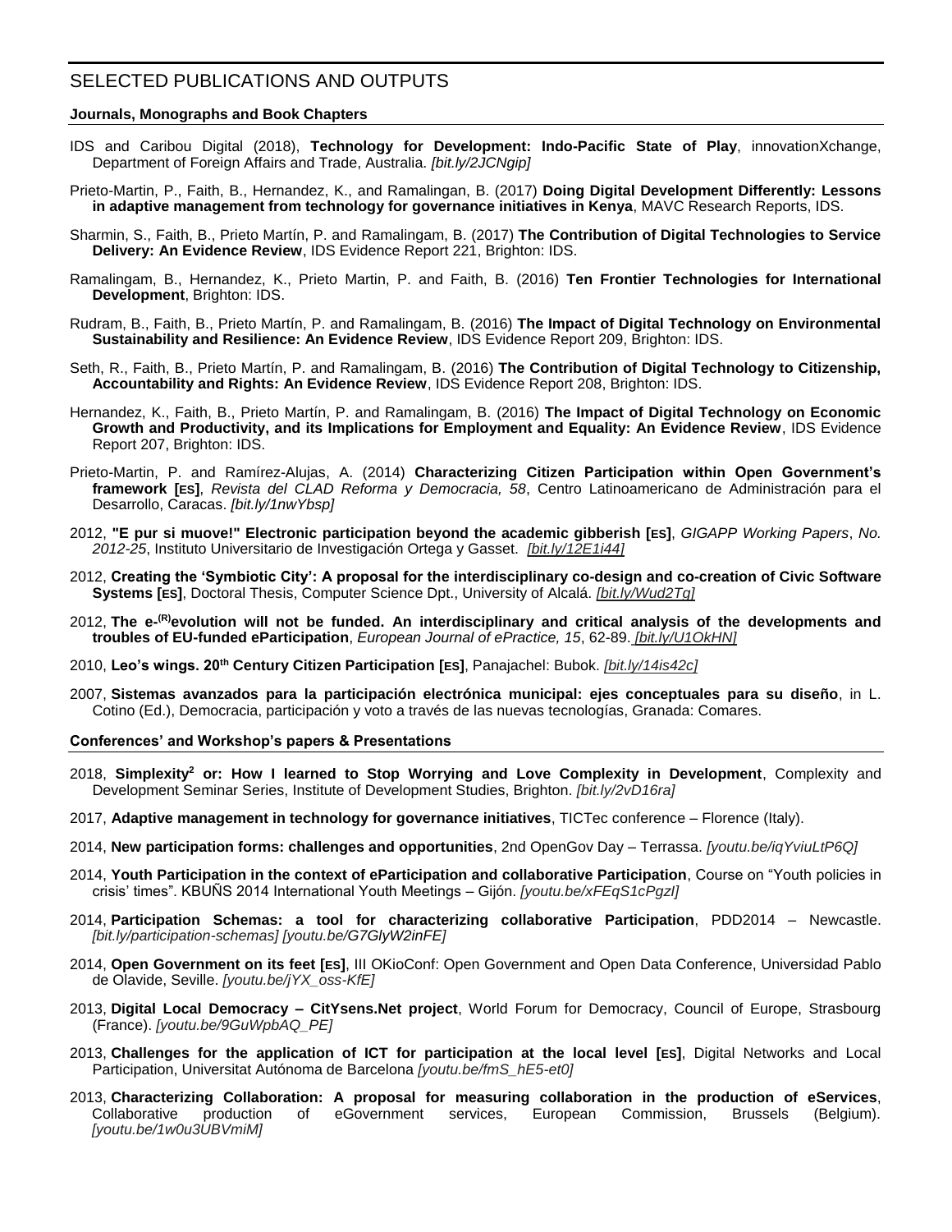# SELECTED PUBLICATIONS AND OUTPUTS

### Journals, Monographs and Book Chapters

IDS and Caribou Digital (2018), **Technology for Development: Indo-Pacific State of Play**, innovationXchange, Department of Foreign Affairs and Trade, Australia. *[bit.ly/2JCNgip]*

Prieto-Martin, P., Faith, B., Hernandez, K., and Ramalingan, B. (2017) **Doing Digital Development Differently: Lessons in adaptive management from technology for governance initiatives in Kenya**, MAVC Research Reports, IDS.

Sharmin, S., Faith, B., Prieto Martín, P. and Ramalingam, B. (2017) **The Contribution of Digital Technologies to Service Delivery: An Evidence Review**, IDS Evidence Report 221, Brighton: IDS.

Ramalingam, B., Hernandez, K., Prieto Martin, P. and Faith, B. (2016) **Ten Frontier Technologies for International Development**, Brighton: IDS.

Rudram, B., Faith, B., Prieto Martín, P. and Ramalingam, B. (2016) **The Impact of Digital Technology on Environmental Sustainability and Resilience: An Evidence Review**, IDS Evidence Report 209, Brighton: IDS.

Seth, R., Faith, B., Prieto Martín, P. and Ramalingam, B. (2016) **The Contribution of Digital Technology to Citizenship, Accountability and Rights: An Evidence Review**, IDS Evidence Report 208, Brighton: IDS.

Hernandez, K., Faith, B., Prieto Martín, P. and Ramalingam, B. (2016) **The Impact of Digital Technology on Economic Growth and Productivity, and its Implications for Employment and Equality: An Evidence Review**, IDS Evidence Report 207, Brighton: IDS.

Prieto-Martin, P. and Ramírez-Alujas, A. (2014) **Characterizing Citizen Participation within Open Government's framework [ES]**, *Revista del CLAD Reforma y Democracia, 58*, Centro Latinoamericano de Administración para el Desarrollo, Caracas. *[bit.ly/1nwYbsp]*

2012, **"E pur si muove!" Electronic participation beyond the academic gibberish [ES]**, *GIGAPP Working Papers*, *No. 2012-25*, Instituto Universitario de Investigación Ortega y Gasset. *[bit.ly/12E1i44]*

2012, **Creating the 'Symbiotic City': A proposal for the interdisciplinary co-design and co-creation of Civic Software Systems [ES]**, Doctoral Thesis, Computer Science Dpt., University of Alcalá. *[bit.ly/Wud2Tg]*

2012, **The e-$^{(R)}$evolution will not be funded. An interdisciplinary and critical analysis of the developments and troubles of EU-funded eParticipation**, *European Journal of ePractice, 15*, 62-89. *[bit.ly/U1OkHN]*

2010, **Leo's wings. 20th Century Citizen Participation [ES]**, Panajachel: Bubok. *[bit.ly/14is42c]*

2007, **Sistemas avanzados para la participación electrónica municipal: ejes conceptuales para su diseño**, in L. Cotino (Ed.), Democracia, participación y voto a través de las nuevas tecnologías, Granada: Comares.

### Conferences' and Workshop's papers & Presentations

2018, **Simplexity$^2$ or: How I learned to Stop Worrying and Love Complexity in Development**, Complexity and Development Seminar Series, Institute of Development Studies, Brighton. *[bit.ly/2vD16ra]*

2017, **Adaptive management in technology for governance initiatives**, TICTec conference – Florence (Italy).

2014, **New participation forms: challenges and opportunities**, 2nd OpenGov Day – Terrassa. *[youtu.be/iqYviuLtP6Q]*

2014, **Youth Participation in the context of eParticipation and collaborative Participation**, Course on "Youth policies in crisis' times". KBUÑS 2014 International Youth Meetings – Gijón. *[youtu.be/xFEqS1cPgzI]*

2014, **Participation Schemas: a tool for characterizing collaborative Participation**, PDD2014 – Newcastle. *[bit.ly/participation-schemas] [youtu.be/G7GlyW2inFE]*

2014, **Open Government on its feet [ES]**, III OKioConf: Open Government and Open Data Conference, Universidad Pablo de Olavide, Seville. *[youtu.be/jYX_oss-KfE]*

2013, **Digital Local Democracy – CitYsens.Net project**, World Forum for Democracy, Council of Europe, Strasbourg (France). *[youtu.be/9GuWpbAQ_PE]*

2013, **Challenges for the application of ICT for participation at the local level [ES]**, Digital Networks and Local Participation, Universitat Autónoma de Barcelona *[youtu.be/fmS_hE5-et0]*

2013, **Characterizing Collaboration: A proposal for measuring collaboration in the production of eServices**, Collaborative production of eGovernment services, European Commission, Brussels (Belgium). *[youtu.be/1w0u3UBVmiM]*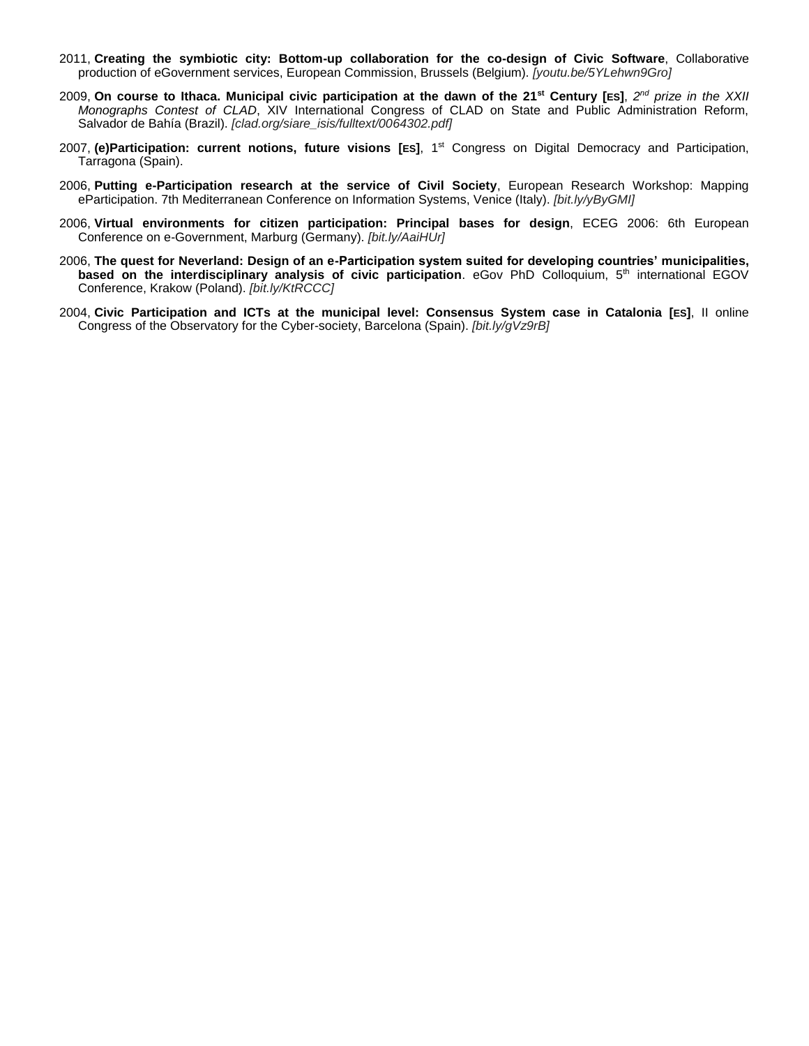2011, **Creating the symbiotic city: Bottom-up collaboration for the co-design of Civic Software**, Collaborative production of eGovernment services, European Commission, Brussels (Belgium). *[youtu.be/5YLehwn9Gro]*

2009, **On course to Ithaca. Municipal civic participation at the dawn of the 21st Century [ES]**, *2nd prize in the XXII Monographs Contest of CLAD*, XIV International Congress of CLAD on State and Public Administration Reform, Salvador de Bahía (Brazil). *[clad.org/siare_isis/fulltext/0064302.pdf]*

2007, **(e)Participation: current notions, future visions [ES]**, 1st Congress on Digital Democracy and Participation, Tarragona (Spain).

2006, **Putting e-Participation research at the service of Civil Society**, European Research Workshop: Mapping eParticipation. 7th Mediterranean Conference on Information Systems, Venice (Italy). *[bit.ly/yByGMI]*

2006, **Virtual environments for citizen participation: Principal bases for design**, ECEG 2006: 6th European Conference on e-Government, Marburg (Germany). *[bit.ly/AaiHUr]*

2006, **The quest for Neverland: Design of an e-Participation system suited for developing countries' municipalities, based on the interdisciplinary analysis of civic participation**. eGov PhD Colloquium, 5th international EGOV Conference, Krakow (Poland). *[bit.ly/KtRCCC]*

2004, **Civic Participation and ICTs at the municipal level: Consensus System case in Catalonia [ES]**, II online Congress of the Observatory for the Cyber-society, Barcelona (Spain). *[bit.ly/gVz9rB]*